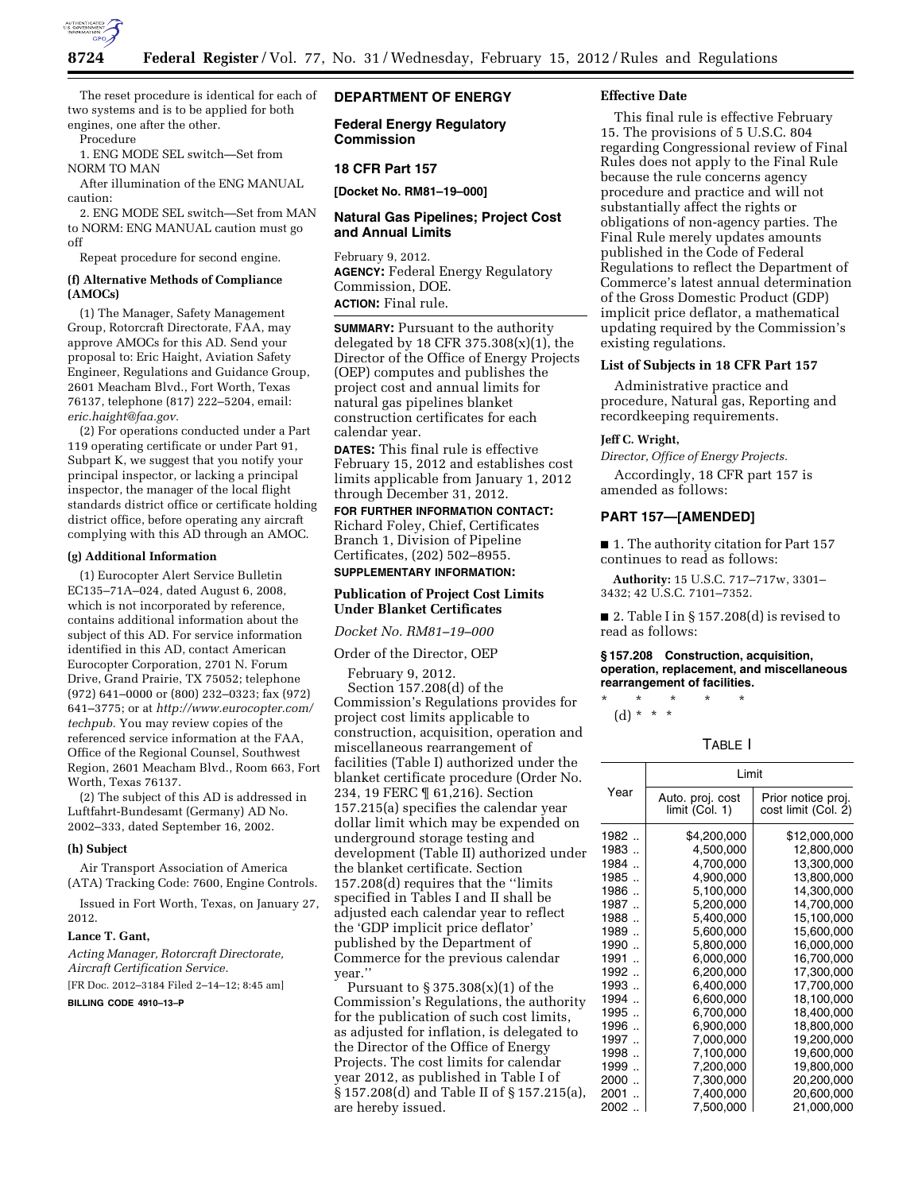The reset procedure is identical for each of two systems and is to be applied for both engines, one after the other.

Procedure

1. ENG MODE SEL switch—Set from NORM TO MAN

After illumination of the ENG MANUAL caution:

2. ENG MODE SEL switch—Set from MAN to NORM: ENG MANUAL caution must go off

Repeat procedure for second engine.

**(f) Alternative Methods of Compliance (AMOCs)**

(1) The Manager, Safety Management Group, Rotorcraft Directorate, FAA, may approve AMOCs for this AD. Send your proposal to: Eric Haight, Aviation Safety Engineer, Regulations and Guidance Group, 2601 Meacham Blvd., Fort Worth, Texas 76137, telephone (817) 222–5204, email: *eric.haight@faa.gov.*

(2) For operations conducted under a Part 119 operating certificate or under Part 91, Subpart K, we suggest that you notify your principal inspector, or lacking a principal inspector, the manager of the local flight standards district office or certificate holding district office, before operating any aircraft complying with this AD through an AMOC.

**(g) Additional Information**

(1) Eurocopter Alert Service Bulletin EC135–71A–024, dated August 6, 2008, which is not incorporated by reference, contains additional information about the subject of this AD. For service information identified in this AD, contact American Eurocopter Corporation, 2701 N. Forum Drive, Grand Prairie, TX 75052; telephone (972) 641–0000 or (800) 232–0323; fax (972) 641–3775; or at *http://www.eurocopter.com/techpub.* You may review copies of the referenced service information at the FAA, Office of the Regional Counsel, Southwest Region, 2601 Meacham Blvd., Room 663, Fort Worth, Texas 76137.

(2) The subject of this AD is addressed in Luftfahrt-Bundesamt (Germany) AD No. 2002–333, dated September 16, 2002.

**(h) Subject**

Air Transport Association of America (ATA) Tracking Code: 7600, Engine Controls.

Issued in Fort Worth, Texas, on January 27, 2012.

**Lance T. Gant,**

*Acting Manager, Rotorcraft Directorate, Aircraft Certification Service.*

[FR Doc. 2012–3184 Filed 2–14–12; 8:45 am]

**BILLING CODE 4910–13–P**

## DEPARTMENT OF ENERGY

### Federal Energy Regulatory Commission

### 18 CFR Part 157

**[Docket No. RM81–19–000]**

### Natural Gas Pipelines; Project Cost and Annual Limits

February 9, 2012.

**AGENCY:** Federal Energy Regulatory Commission, DOE.

**ACTION:** Final rule.

**SUMMARY:** Pursuant to the authority delegated by 18 CFR 375.308(x)(1), the Director of the Office of Energy Projects (OEP) computes and publishes the project cost and annual limits for natural gas pipelines blanket construction certificates for each calendar year.

**DATES:** This final rule is effective February 15, 2012 and establishes cost limits applicable from January 1, 2012 through December 31, 2012.

**FOR FURTHER INFORMATION CONTACT:** Richard Foley, Chief, Certificates Branch 1, Division of Pipeline Certificates, (202) 502–8955.

**SUPPLEMENTARY INFORMATION:**

**Publication of Project Cost Limits Under Blanket Certificates**

*Docket No. RM81–19–000*

Order of the Director, OEP

February 9, 2012.

Section 157.208(d) of the Commission's Regulations provides for project cost limits applicable to construction, acquisition, operation and miscellaneous rearrangement of facilities (Table I) authorized under the blanket certificate procedure (Order No. 234, 19 FERC ¶ 61,216). Section 157.215(a) specifies the calendar year dollar limit which may be expended on underground storage testing and development (Table II) authorized under the blanket certificate. Section 157.208(d) requires that the ''limits specified in Tables I and II shall be adjusted each calendar year to reflect the 'GDP implicit price deflator' published by the Department of Commerce for the previous calendar year.''

Pursuant to § 375.308(x)(1) of the Commission's Regulations, the authority for the publication of such cost limits, as adjusted for inflation, is delegated to the Director of the Office of Energy Projects. The cost limits for calendar year 2012, as published in Table I of § 157.208(d) and Table II of § 157.215(a), are hereby issued.

**Effective Date**

This final rule is effective February 15. The provisions of 5 U.S.C. 804 regarding Congressional review of Final Rules does not apply to the Final Rule because the rule concerns agency procedure and practice and will not substantially affect the rights or obligations of non-agency parties. The Final Rule merely updates amounts published in the Code of Federal Regulations to reflect the Department of Commerce's latest annual determination of the Gross Domestic Product (GDP) implicit price deflator, a mathematical updating required by the Commission's existing regulations.

**List of Subjects in 18 CFR Part 157**

Administrative practice and procedure, Natural gas, Reporting and recordkeeping requirements.

**Jeff C. Wright,**

*Director, Office of Energy Projects.*

Accordingly, 18 CFR part 157 is amended as follows:

## PART 157—[AMENDED]

■ 1. The authority citation for Part 157 continues to read as follows:

**Authority:** 15 U.S.C. 717–717w, 3301–3432; 42 U.S.C. 7101–7352.

■ 2. Table I in § 157.208(d) is revised to read as follows:

**§ 157.208 Construction, acquisition, operation, replacement, and miscellaneous rearrangement of facilities.**

\* \* \* \* \*

(d) \* \* \*

TABLE I

| Year | Limit | |
|---|---|---|
| | Auto. proj. cost limit (Col. 1) | Prior notice proj. cost limit (Col. 2) |
| 1982 .. | $4,200,000 | $12,000,000 |
| 1983 .. | 4,500,000 | 12,800,000 |
| 1984 .. | 4,700,000 | 13,300,000 |
| 1985 .. | 4,900,000 | 13,800,000 |
| 1986 .. | 5,100,000 | 14,300,000 |
| 1987 .. | 5,200,000 | 14,700,000 |
| 1988 .. | 5,400,000 | 15,100,000 |
| 1989 .. | 5,600,000 | 15,600,000 |
| 1990 .. | 5,800,000 | 16,000,000 |
| 1991 .. | 6,000,000 | 16,700,000 |
| 1992 .. | 6,200,000 | 17,300,000 |
| 1993 .. | 6,400,000 | 17,700,000 |
| 1994 .. | 6,600,000 | 18,100,000 |
| 1995 .. | 6,700,000 | 18,400,000 |
| 1996 .. | 6,900,000 | 18,800,000 |
| 1997 .. | 7,000,000 | 19,200,000 |
| 1998 .. | 7,100,000 | 19,600,000 |
| 1999 .. | 7,200,000 | 19,800,000 |
| 2000 .. | 7,300,000 | 20,200,000 |
| 2001 .. | 7,400,000 | 20,600,000 |
| 2002 .. | 7,500,000 | 21,000,000 |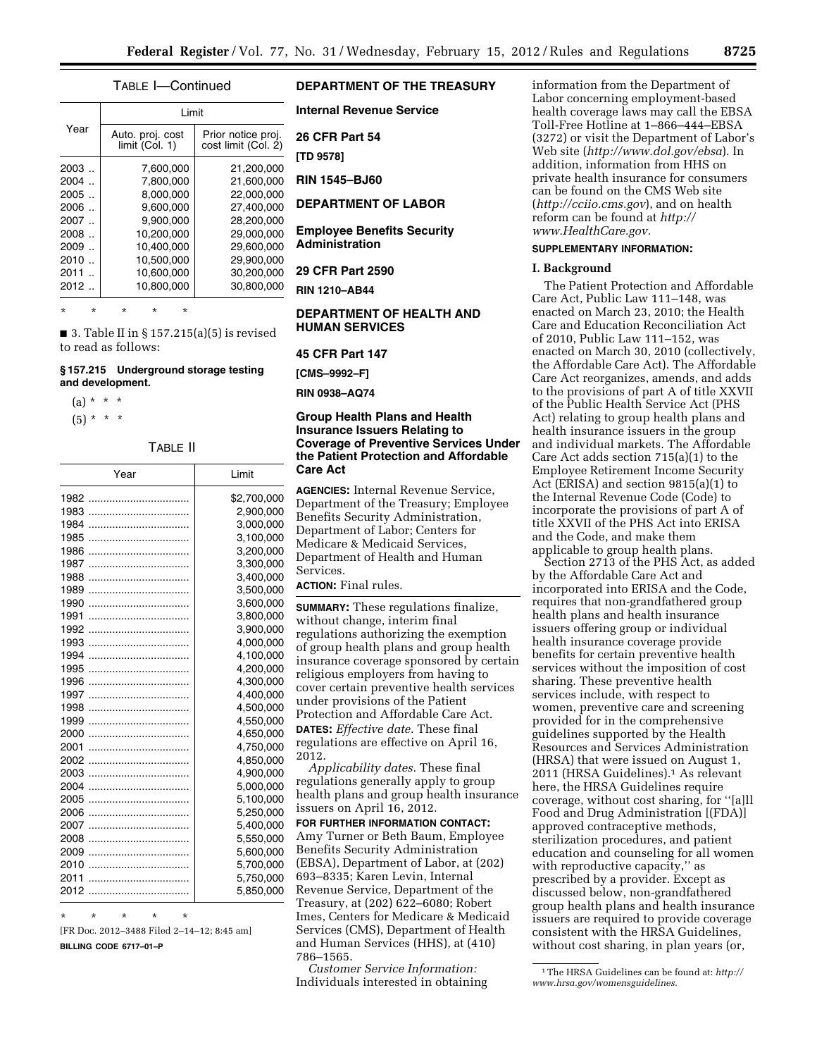TABLE I—Continued

| Year | Limit | |
|---|---|---|
| | Auto. proj. cost limit (Col. 1) | Prior notice proj. cost limit (Col. 2) |
| 2003 .. | 7,600,000 | 21,200,000 |
| 2004 .. | 7,800,000 | 21,600,000 |
| 2005 .. | 8,000,000 | 22,000,000 |
| 2006 .. | 9,600,000 | 27,400,000 |
| 2007 .. | 9,900,000 | 28,200,000 |
| 2008 .. | 10,200,000 | 29,000,000 |
| 2009 .. | 10,400,000 | 29,600,000 |
| 2010 .. | 10,500,000 | 29,900,000 |
| 2011 .. | 10,600,000 | 30,200,000 |
| 2012 .. | 10,800,000 | 30,800,000 |

\* \* \* \* \*

■ 3. Table II in § 157.215(a)(5) is revised to read as follows:

**§ 157.215 Underground storage testing and development.**

(a) \* \* \*

(5) \* \* \*

TABLE II

| Year | Limit |
|---|---|
| 1982 | $2,700,000 |
| 1983 | 2,900,000 |
| 1984 | 3,000,000 |
| 1985 | 3,100,000 |
| 1986 | 3,200,000 |
| 1987 | 3,300,000 |
| 1988 | 3,400,000 |
| 1989 | 3,500,000 |
| 1990 | 3,600,000 |
| 1991 | 3,800,000 |
| 1992 | 3,900,000 |
| 1993 | 4,000,000 |
| 1994 | 4,100,000 |
| 1995 | 4,200,000 |
| 1996 | 4,300,000 |
| 1997 | 4,400,000 |
| 1998 | 4,500,000 |
| 1999 | 4,550,000 |
| 2000 | 4,650,000 |
| 2001 | 4,750,000 |
| 2002 | 4,850,000 |
| 2003 | 4,900,000 |
| 2004 | 5,000,000 |
| 2005 | 5,100,000 |
| 2006 | 5,250,000 |
| 2007 | 5,400,000 |
| 2008 | 5,550,000 |
| 2009 | 5,600,000 |
| 2010 | 5,700,000 |
| 2011 | 5,750,000 |
| 2012 | 5,850,000 |

\* \* \* \* \*

[FR Doc. 2012–3488 Filed 2–14–12; 8:45 am]

**BILLING CODE 6717–01–P**

**DEPARTMENT OF THE TREASURY**

**Internal Revenue Service**

**26 CFR Part 54**

**[TD 9578]**

**RIN 1545–BJ60**

**DEPARTMENT OF LABOR**

**Employee Benefits Security Administration**

**29 CFR Part 2590**

**RIN 1210–AB44**

**DEPARTMENT OF HEALTH AND HUMAN SERVICES**

**45 CFR Part 147**

**[CMS–9992–F]**

**RIN 0938–AQ74**

## Group Health Plans and Health Insurance Issuers Relating to Coverage of Preventive Services Under the Patient Protection and Affordable Care Act

**AGENCIES:** Internal Revenue Service, Department of the Treasury; Employee Benefits Security Administration, Department of Labor; Centers for Medicare & Medicaid Services, Department of Health and Human Services.

**ACTION:** Final rules.

**SUMMARY:** These regulations finalize, without change, interim final regulations authorizing the exemption of group health plans and group health insurance coverage sponsored by certain religious employers from having to cover certain preventive health services under provisions of the Patient Protection and Affordable Care Act.

**DATES:** *Effective date.* These final regulations are effective on April 16, 2012.

*Applicability dates.* These final regulations generally apply to group health plans and group health insurance issuers on April 16, 2012.

**FOR FURTHER INFORMATION CONTACT:** Amy Turner or Beth Baum, Employee Benefits Security Administration (EBSA), Department of Labor, at (202) 693–8335; Karen Levin, Internal Revenue Service, Department of the Treasury, at (202) 622–6080; Robert Imes, Centers for Medicare & Medicaid Services (CMS), Department of Health and Human Services (HHS), at (410) 786–1565.

*Customer Service Information:* Individuals interested in obtaining information from the Department of Labor concerning employment-based health coverage laws may call the EBSA Toll-Free Hotline at 1–866–444–EBSA (3272) or visit the Department of Labor's Web site (*http://www.dol.gov/ebsa*). In addition, information from HHS on private health insurance for consumers can be found on the CMS Web site (*http://cciio.cms.gov*), and on health reform can be found at *http://www.HealthCare.gov.*

**SUPPLEMENTARY INFORMATION:**

**I. Background**

The Patient Protection and Affordable Care Act, Public Law 111–148, was enacted on March 23, 2010; the Health Care and Education Reconciliation Act of 2010, Public Law 111–152, was enacted on March 30, 2010 (collectively, the Affordable Care Act). The Affordable Care Act reorganizes, amends, and adds to the provisions of part A of title XXVII of the Public Health Service Act (PHS Act) relating to group health plans and health insurance issuers in the group and individual markets. The Affordable Care Act adds section 715(a)(1) to the Employee Retirement Income Security Act (ERISA) and section 9815(a)(1) to the Internal Revenue Code (Code) to incorporate the provisions of part A of title XXVII of the PHS Act into ERISA and the Code, and make them applicable to group health plans.

Section 2713 of the PHS Act, as added by the Affordable Care Act and incorporated into ERISA and the Code, requires that non-grandfathered group health plans and health insurance issuers offering group or individual health insurance coverage provide benefits for certain preventive health services without the imposition of cost sharing. These preventive health services include, with respect to women, preventive care and screening provided for in the comprehensive guidelines supported by the Health Resources and Services Administration (HRSA) that were issued on August 1, 2011 (HRSA Guidelines).[1] As relevant here, the HRSA Guidelines require coverage, without cost sharing, for ''[a]ll Food and Drug Administration [(FDA)] approved contraceptive methods, sterilization procedures, and patient education and counseling for all women with reproductive capacity,'' as prescribed by a provider. Except as discussed below, non-grandfathered group health plans and health insurance issuers are required to provide coverage consistent with the HRSA Guidelines, without cost sharing, in plan years (or,

[1] The HRSA Guidelines can be found at: *http://www.hrsa.gov/womensguidelines.*